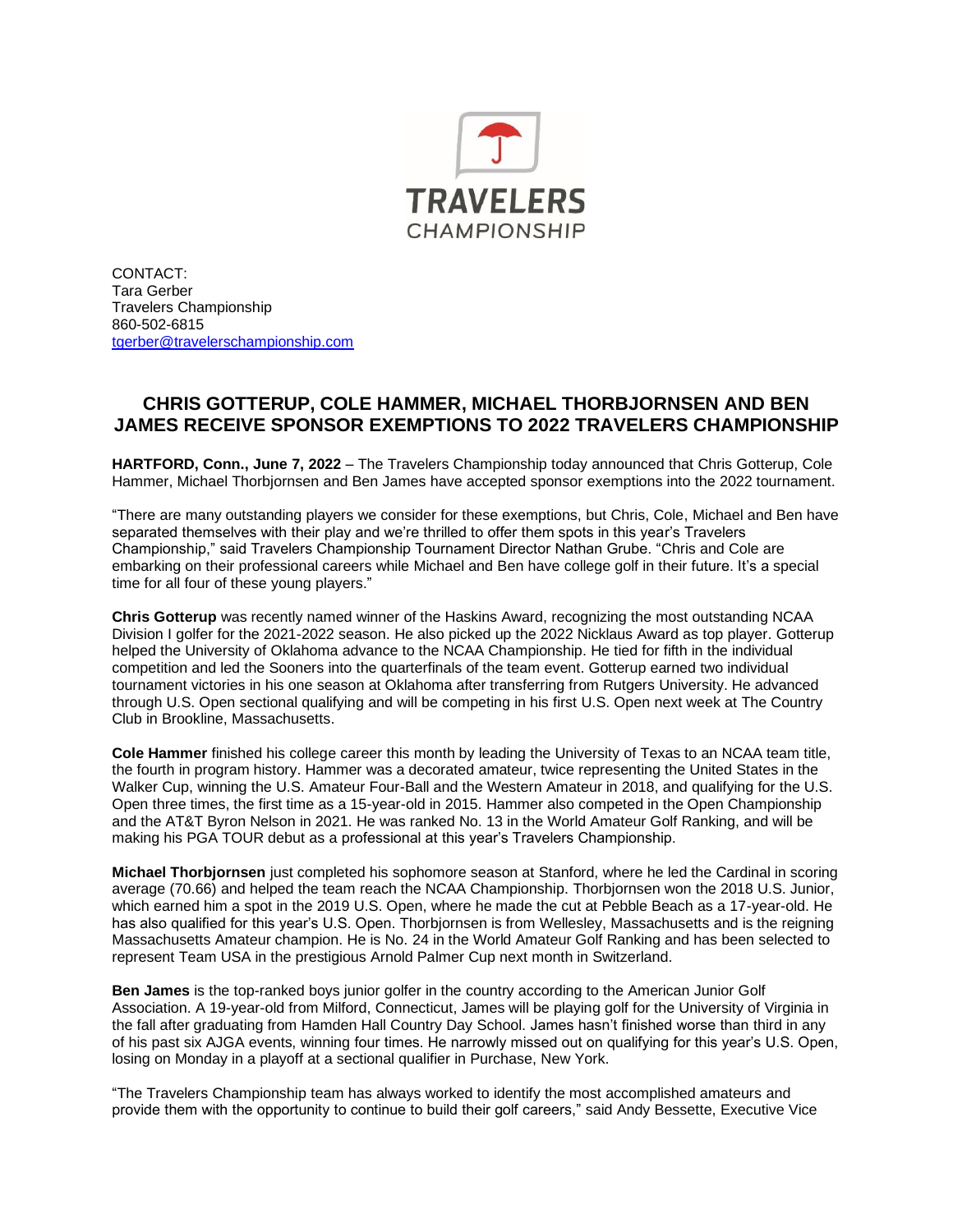TRAVELERS CHAMPIONSHIP

CONTACT:
Tara Gerber
Travelers Championship
860-502-6815
tgerber@travelerschampionship.com

## CHRIS GOTTERUP, COLE HAMMER, MICHAEL THORBJORNSEN AND BEN JAMES RECEIVE SPONSOR EXEMPTIONS TO 2022 TRAVELERS CHAMPIONSHIP

**HARTFORD, Conn., June 7, 2022** – The Travelers Championship today announced that Chris Gotterup, Cole Hammer, Michael Thorbjornsen and Ben James have accepted sponsor exemptions into the 2022 tournament.

"There are many outstanding players we consider for these exemptions, but Chris, Cole, Michael and Ben have separated themselves with their play and we're thrilled to offer them spots in this year's Travelers Championship," said Travelers Championship Tournament Director Nathan Grube. "Chris and Cole are embarking on their professional careers while Michael and Ben have college golf in their future. It's a special time for all four of these young players."

**Chris Gotterup** was recently named winner of the Haskins Award, recognizing the most outstanding NCAA Division I golfer for the 2021-2022 season. He also picked up the 2022 Nicklaus Award as top player. Gotterup helped the University of Oklahoma advance to the NCAA Championship. He tied for fifth in the individual competition and led the Sooners into the quarterfinals of the team event. Gotterup earned two individual tournament victories in his one season at Oklahoma after transferring from Rutgers University. He advanced through U.S. Open sectional qualifying and will be competing in his first U.S. Open next week at The Country Club in Brookline, Massachusetts.

**Cole Hammer** finished his college career this month by leading the University of Texas to an NCAA team title, the fourth in program history. Hammer was a decorated amateur, twice representing the United States in the Walker Cup, winning the U.S. Amateur Four-Ball and the Western Amateur in 2018, and qualifying for the U.S. Open three times, the first time as a 15-year-old in 2015. Hammer also competed in the Open Championship and the AT&T Byron Nelson in 2021. He was ranked No. 13 in the World Amateur Golf Ranking, and will be making his PGA TOUR debut as a professional at this year's Travelers Championship.

**Michael Thorbjornsen** just completed his sophomore season at Stanford, where he led the Cardinal in scoring average (70.66) and helped the team reach the NCAA Championship. Thorbjornsen won the 2018 U.S. Junior, which earned him a spot in the 2019 U.S. Open, where he made the cut at Pebble Beach as a 17-year-old. He has also qualified for this year's U.S. Open. Thorbjornsen is from Wellesley, Massachusetts and is the reigning Massachusetts Amateur champion. He is No. 24 in the World Amateur Golf Ranking and has been selected to represent Team USA in the prestigious Arnold Palmer Cup next month in Switzerland.

**Ben James** is the top-ranked boys junior golfer in the country according to the American Junior Golf Association. A 19-year-old from Milford, Connecticut, James will be playing golf for the University of Virginia in the fall after graduating from Hamden Hall Country Day School. James hasn't finished worse than third in any of his past six AJGA events, winning four times. He narrowly missed out on qualifying for this year's U.S. Open, losing on Monday in a playoff at a sectional qualifier in Purchase, New York.

"The Travelers Championship team has always worked to identify the most accomplished amateurs and provide them with the opportunity to continue to build their golf careers," said Andy Bessette, Executive Vice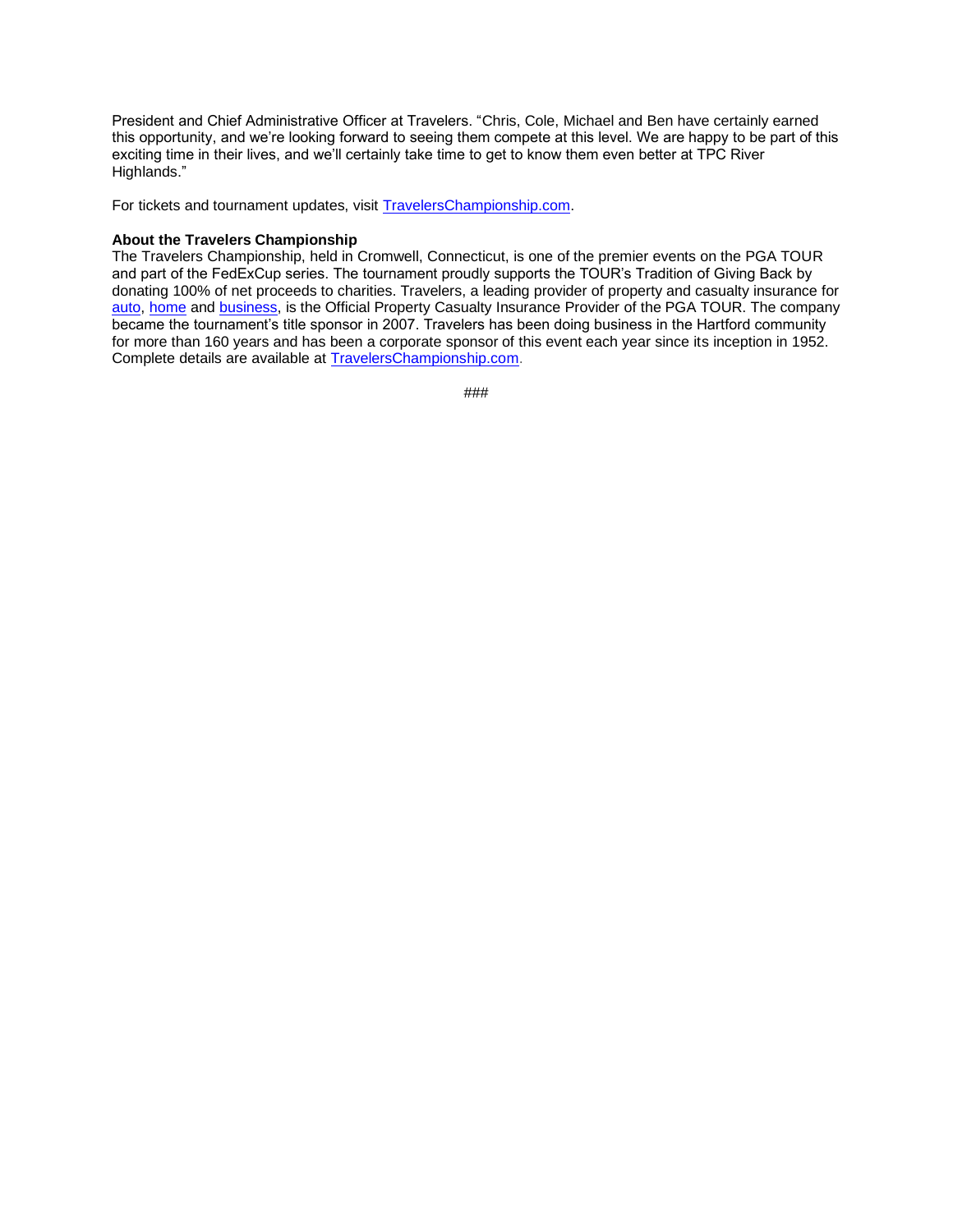President and Chief Administrative Officer at Travelers. "Chris, Cole, Michael and Ben have certainly earned this opportunity, and we're looking forward to seeing them compete at this level. We are happy to be part of this exciting time in their lives, and we'll certainly take time to get to know them even better at TPC River Highlands."

For tickets and tournament updates, visit TravelersChampionship.com.

**About the Travelers Championship**

The Travelers Championship, held in Cromwell, Connecticut, is one of the premier events on the PGA TOUR and part of the FedExCup series. The tournament proudly supports the TOUR's Tradition of Giving Back by donating 100% of net proceeds to charities. Travelers, a leading provider of property and casualty insurance for auto, home and business, is the Official Property Casualty Insurance Provider of the PGA TOUR. The company became the tournament's title sponsor in 2007. Travelers has been doing business in the Hartford community for more than 160 years and has been a corporate sponsor of this event each year since its inception in 1952. Complete details are available at TravelersChampionship.com.

###